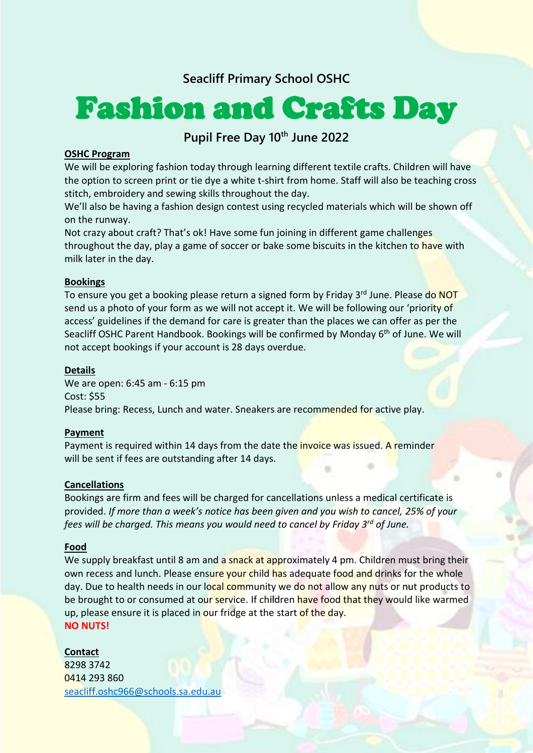Seacliff Primary School OSHC

# Fashion and Crafts Day

## Pupil Free Day 10th June 2022

**OSHC Program**

We will be exploring fashion today through learning different textile crafts. Children will have the option to screen print or tie dye a white t-shirt from home. Staff will also be teaching cross stitch, embroidery and sewing skills throughout the day.

We'll also be having a fashion design contest using recycled materials which will be shown off on the runway.

Not crazy about craft? That's ok! Have some fun joining in different game challenges throughout the day, play a game of soccer or bake some biscuits in the kitchen to have with milk later in the day.

**Bookings**

To ensure you get a booking please return a signed form by Friday 3rd June. Please do NOT send us a photo of your form as we will not accept it. We will be following our 'priority of access' guidelines if the demand for care is greater than the places we can offer as per the Seacliff OSHC Parent Handbook. Bookings will be confirmed by Monday 6th of June. We will not accept bookings if your account is 28 days overdue.

**Details**

We are open: 6:45 am - 6:15 pm
Cost: $55
Please bring: Recess, Lunch and water. Sneakers are recommended for active play.

**Payment**

Payment is required within 14 days from the date the invoice was issued. A reminder will be sent if fees are outstanding after 14 days.

**Cancellations**

Bookings are firm and fees will be charged for cancellations unless a medical certificate is provided. *If more than a week's notice has been given and you wish to cancel, 25% of your fees will be charged. This means you would need to cancel by Friday 3rd of June.*

**Food**

We supply breakfast until 8 am and a snack at approximately 4 pm. Children must bring their own recess and lunch. Please ensure your child has adequate food and drinks for the whole day. Due to health needs in our local community we do not allow any nuts or nut products to be brought to or consumed at our service. If children have food that they would like warmed up, please ensure it is placed in our fridge at the start of the day.

**NO NUTS!**

**Contact**

8298 3742
0414 293 860
seacliff.oshc966@schools.sa.edu.au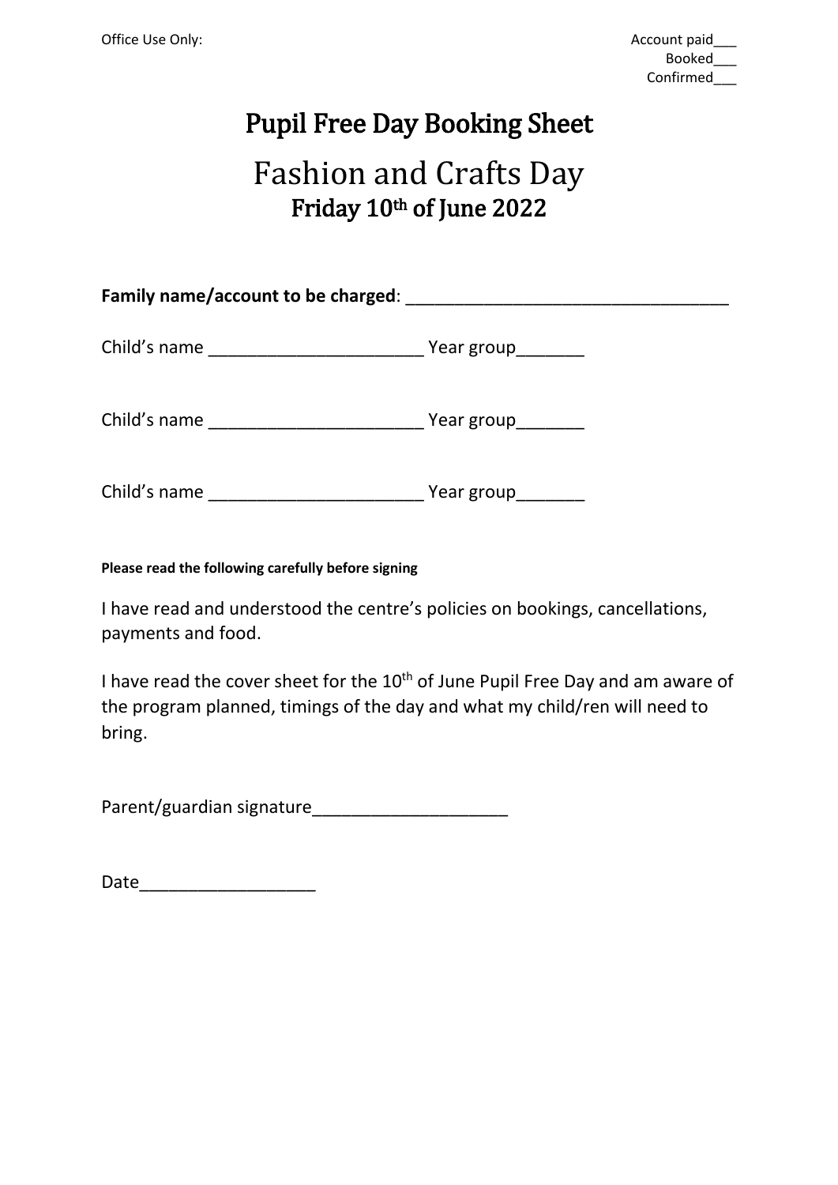Office Use Only:

Account paid___
Booked___
Confirmed___

# Pupil Free Day Booking Sheet

# Fashion and Crafts Day

## Friday 10th of June 2022

**Family name/account to be charged**: _________________________________

Child's name ______________________ Year group_______

Child's name ______________________ Year group_______

Child's name ______________________ Year group_______

**Please read the following carefully before signing**

I have read and understood the centre's policies on bookings, cancellations, payments and food.

I have read the cover sheet for the 10th of June Pupil Free Day and am aware of the program planned, timings of the day and what my child/ren will need to bring.

Parent/guardian signature____________________

Date__________________